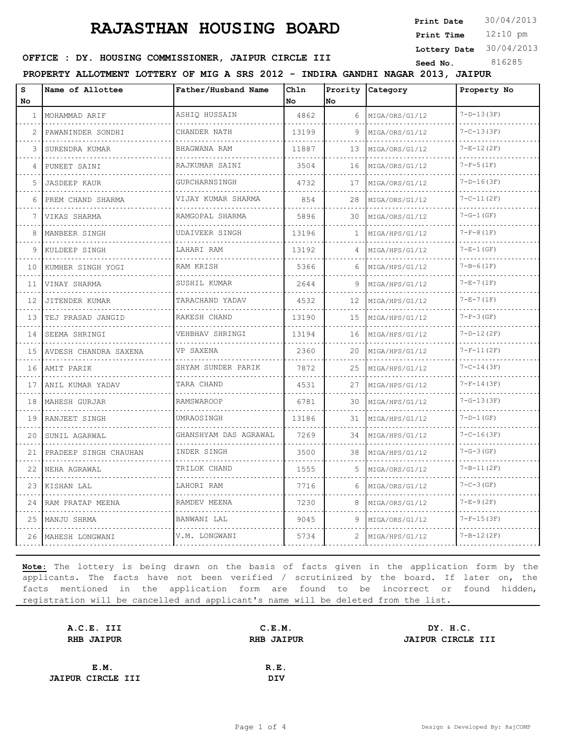# RAJASTHAN HOUSING BOARD

**Print Date** 30/04/2013
**Print Time** 12:10 pm
**Lottery Date** 30/04/2013
**Seed No.** 816285

**OFFICE : DY. HOUSING COMMISSIONER, JAIPUR CIRCLE III**

**PROPERTY ALLOTMENT LOTTERY OF MIG A SRS 2012 - INDIRA GANDHI NAGAR 2013, JAIPUR**

| S No | Name of Allottee | Father/Husband Name | Chln No | Prority No | Category | Property No |
|---|---|---|---|---|---|---|
| 1 | MOHAMMAD ARIF | ASHIQ HUSSAIN | 4862 | 6 | MIGA/ORS/G1/12 | 7-D-13(3F) |
| 2 | PAWANINDER SONDHI | CHANDER NATH | 13199 | 9 | MIGA/ORS/G1/12 | 7-C-13(3F) |
| 3 | SURENDRA KUMAR | BHAGWANA RAM | 11887 | 13 | MIGA/ORS/G1/12 | 7-E-12(2F) |
| 4 | PUNEET SAINI | RAJKUMAR SAINI | 3504 | 16 | MIGA/ORS/G1/12 | 7-F-5(1F) |
| 5 | JASDEEP KAUR | GURCHARNSINGH | 4732 | 17 | MIGA/ORS/G1/12 | 7-D-16(3F) |
| 6 | PREM CHAND SHARMA | VIJAY KUMAR SHARMA | 854 | 28 | MIGA/ORS/G1/12 | 7-C-11(2F) |
| 7 | VIKAS SHARMA | RAMGOPAL SHARMA | 5896 | 30 | MIGA/ORS/G1/12 | 7-G-1(GF) |
| 8 | MANBEER SINGH | UDAIVEER SINGH | 13196 | 1 | MIGA/HPS/G1/12 | 7-F-8(1F) |
| 9 | KULDEEP SINGH | LAHARI RAM | 13192 | 4 | MIGA/HPS/G1/12 | 7-E-1(GF) |
| 10 | KUMHER SINGH YOGI | RAM KRISH | 5366 | 6 | MIGA/HPS/G1/12 | 7-B-6(1F) |
| 11 | VINAY SHARMA | SUSHIL KUMAR | 2644 | 9 | MIGA/HPS/G1/12 | 7-E-7(1F) |
| 12 | JITENDER KUMAR | TARACHAND YADAV | 4532 | 12 | MIGA/HPS/G1/12 | 7-E-7(1F) |
| 13 | TEJ PRASAD JANGID | RAKESH CHAND | 13190 | 15 | MIGA/HPS/G1/12 | 7-F-3(GF) |
| 14 | SEEMA SHRINGI | VEHBHAV SHRINGI | 13194 | 16 | MIGA/HPS/G1/12 | 7-D-12(2F) |
| 15 | AVDESH CHANDRA SAXENA | VP SAXENA | 2360 | 20 | MIGA/HPS/G1/12 | 7-F-11(2F) |
| 16 | AMIT PARIK | SHYAM SUNDER PARIK | 7872 | 25 | MIGA/HPS/G1/12 | 7-C-14(3F) |
| 17 | ANIL KUMAR YADAV | TARA CHAND | 4531 | 27 | MIGA/HPS/G1/12 | 7-F-14(3F) |
| 18 | MAHESH GURJAR | RAMSWAROOP | 6781 | 30 | MIGA/HPS/G1/12 | 7-G-13(3F) |
| 19 | RANJEET SINGH | UMRAOSINGH | 13186 | 31 | MIGA/HPS/G1/12 | 7-D-1(GF) |
| 20 | SUNIL AGARWAL | GHANSHYAM DAS AGRAWAL | 7269 | 34 | MIGA/HPS/G1/12 | 7-C-16(3F) |
| 21 | PRADEEP SINGH CHAUHAN | INDER SINGH | 3500 | 38 | MIGA/HPS/G1/12 | 7-G-3(GF) |
| 22 | NEHA AGRAWAL | TRILOK CHAND | 1555 | 5 | MIGA/ORS/G1/12 | 7-B-11(2F) |
| 23 | KISHAN LAL | LAHORI RAM | 7716 | 6 | MIGA/ORS/G1/12 | 7-C-3(GF) |
| 24 | RAM PRATAP MEENA | RAMDEV MEENA | 7230 | 8 | MIGA/ORS/G1/12 | 7-E-9(2F) |
| 25 | MANJU SHRMA | BANWANI LAL | 9045 | 9 | MIGA/ORS/G1/12 | 7-F-15(3F) |
| 26 | MAHESH LONGWANI | V.M. LONGWANI | 5734 | 2 | MIGA/HPS/G1/12 | 7-B-12(2F) |

**Note:** The lottery is being drawn on the basis of facts given in the application form by the applicants. The facts have not been verified / scrutinized by the board. If later on, the facts mentioned in the application form are found to be incorrect or found hidden, registration will be cancelled and applicant's name will be deleted from the list.

**A.C.E. III**
**RHB JAIPUR**

**C.E.M.**
**RHB JAIPUR**

**DY. H.C.**
**JAIPUR CIRCLE III**

**E.M.**
**JAIPUR CIRCLE III**

**R.E.**
**DIV**

Design & Developed By: RajCOMP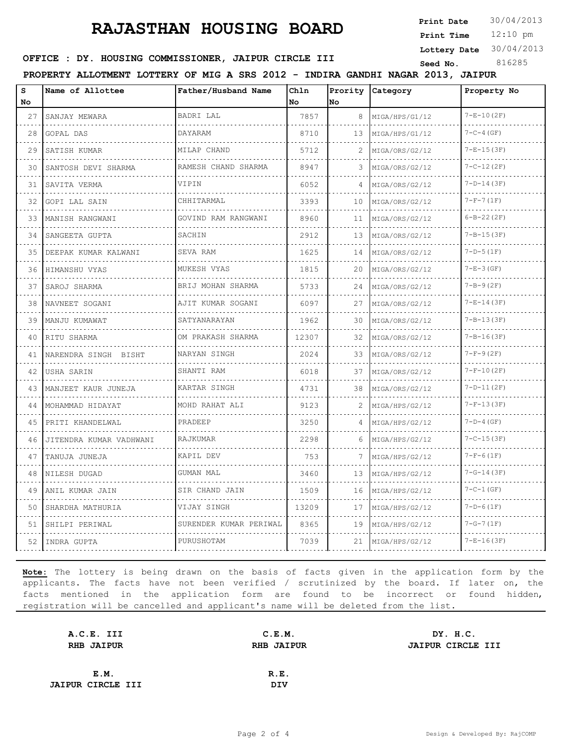# RAJASTHAN HOUSING BOARD

**Print Date** 30/04/2013
**Print Time** 12:10 pm
**Lottery Date** 30/04/2013
**Seed No.** 816285

**OFFICE : DY. HOUSING COMMISSIONER, JAIPUR CIRCLE III**

**PROPERTY ALLOTMENT LOTTERY OF MIG A SRS 2012 - INDIRA GANDHI NAGAR 2013, JAIPUR**

| S No | Name of Allottee | Father/Husband Name | Chln No | Prority No | Category | Property No |
|---|---|---|---|---|---|---|
| 27 | SANJAY MEWARA | BADRI LAL | 7857 | 8 | MIGA/HPS/G1/12 | 7-E-10(2F) |
| 28 | GOPAL DAS | DAYARAM | 8710 | 13 | MIGA/HPS/G1/12 | 7-C-4(GF) |
| 29 | SATISH KUMAR | MILAP CHAND | 5712 | 2 | MIGA/ORS/G2/12 | 7-E-15(3F) |
| 30 | SANTOSH DEVI SHARMA | RAMESH CHAND SHARMA | 8947 | 3 | MIGA/ORS/G2/12 | 7-C-12(2F) |
| 31 | SAVITA VERMA | VIPIN | 6052 | 4 | MIGA/ORS/G2/12 | 7-D-14(3F) |
| 32 | GOPI LAL SAIN | CHHITARMAL | 3393 | 10 | MIGA/ORS/G2/12 | 7-F-7(1F) |
| 33 | MANISH RANGWANI | GOVIND RAM RANGWANI | 8960 | 11 | MIGA/ORS/G2/12 | 6-B-22(2F) |
| 34 | SANGEETA GUPTA | SACHIN | 2912 | 13 | MIGA/ORS/G2/12 | 7-B-15(3F) |
| 35 | DEEPAK KUMAR KALWANI | SEVA RAM | 1625 | 14 | MIGA/ORS/G2/12 | 7-D-5(1F) |
| 36 | HIMANSHU VYAS | MUKESH VYAS | 1815 | 20 | MIGA/ORS/G2/12 | 7-E-3(GF) |
| 37 | SAROJ SHARMA | BRIJ MOHAN SHARMA | 5733 | 24 | MIGA/ORS/G2/12 | 7-B-9(2F) |
| 38 | NAVNEET SOGANI | AJIT KUMAR SOGANI | 6097 | 27 | MIGA/ORS/G2/12 | 7-E-14(3F) |
| 39 | MANJU KUMAWAT | SATYANARAYAN | 1962 | 30 | MIGA/ORS/G2/12 | 7-B-13(3F) |
| 40 | RITU SHARMA | OM PRAKASH SHARMA | 12307 | 32 | MIGA/ORS/G2/12 | 7-B-16(3F) |
| 41 | NARENDRA SINGH BISHT | NARYAN SINGH | 2024 | 33 | MIGA/ORS/G2/12 | 7-F-9(2F) |
| 42 | USHA SARIN | SHANTI RAM | 6018 | 37 | MIGA/ORS/G2/12 | 7-F-10(2F) |
| 43 | MANJEET KAUR JUNEJA | KARTAR SINGH | 4731 | 38 | MIGA/ORS/G2/12 | 7-D-11(2F) |
| 44 | MOHAMMAD HIDAYAT | MOHD RAHAT ALI | 9123 | 2 | MIGA/HPS/G2/12 | 7-F-13(3F) |
| 45 | PRITI KHANDELWAL | PRADEEP | 3250 | 4 | MIGA/HPS/G2/12 | 7-D-4(GF) |
| 46 | JITENDRA KUMAR VADHWANI | RAJKUMAR | 2298 | 6 | MIGA/HPS/G2/12 | 7-C-15(3F) |
| 47 | TANUJA JUNEJA | KAPIL DEV | 753 | 7 | MIGA/HPS/G2/12 | 7-F-6(1F) |
| 48 | NILESH DUGAD | GUMAN MAL | 3460 | 13 | MIGA/HPS/G2/12 | 7-G-14(3F) |
| 49 | ANIL KUMAR JAIN | SIR CHAND JAIN | 1509 | 16 | MIGA/HPS/G2/12 | 7-C-1(GF) |
| 50 | SHARDHA MATHURIA | VIJAY SINGH | 13209 | 17 | MIGA/HPS/G2/12 | 7-D-6(1F) |
| 51 | SHILPI PERIWAL | SURENDER KUMAR PERIWAL | 8365 | 19 | MIGA/HPS/G2/12 | 7-G-7(1F) |
| 52 | INDRA GUPTA | PURUSHOTAM | 7039 | 21 | MIGA/HPS/G2/12 | 7-E-16(3F) |

**Note:** The lottery is being drawn on the basis of facts given in the application form by the applicants. The facts have not been verified / scrutinized by the board. If later on, the facts mentioned in the application form are found to be incorrect or found hidden, registration will be cancelled and applicant's name will be deleted from the list.

| **A.C.E. III** | **C.E.M.** | **DY. H.C.** |
|---|---|---|
| **RHB JAIPUR** | **RHB JAIPUR** | **JAIPUR CIRCLE III** |
| **E.M.** | **R.E.** | |
| **JAIPUR CIRCLE III** | **DIV** | |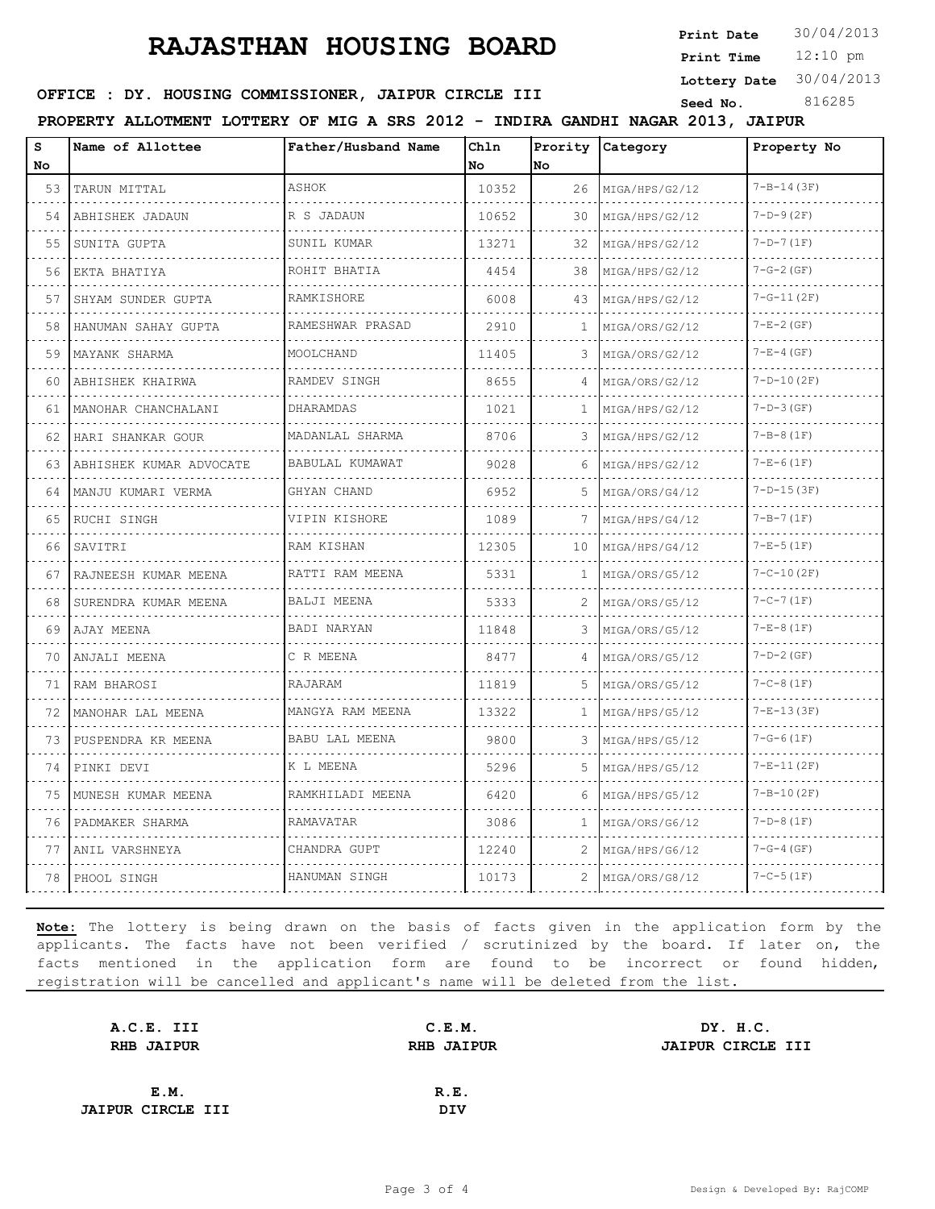# RAJASTHAN HOUSING BOARD

**Print Date** 30/04/2013
**Print Time** 12:10 pm
**Lottery Date** 30/04/2013
**Seed No.** 816285

**OFFICE : DY. HOUSING COMMISSIONER, JAIPUR CIRCLE III**

**PROPERTY ALLOTMENT LOTTERY OF MIG A SRS 2012 - INDIRA GANDHI NAGAR 2013, JAIPUR**

| S No | Name of Allottee | Father/Husband Name | Chln No | Prority No | Category | Property No |
|---|---|---|---|---|---|---|
| 53 | TARUN MITTAL | ASHOK | 10352 | 26 | MIGA/HPS/G2/12 | 7-B-14(3F) |
| 54 | ABHISHEK JADAUN | R S JADAUN | 10652 | 30 | MIGA/HPS/G2/12 | 7-D-9(2F) |
| 55 | SUNITA GUPTA | SUNIL KUMAR | 13271 | 32 | MIGA/HPS/G2/12 | 7-D-7(1F) |
| 56 | EKTA BHATIYA | ROHIT BHATIA | 4454 | 38 | MIGA/HPS/G2/12 | 7-G-2(GF) |
| 57 | SHYAM SUNDER GUPTA | RAMKISHORE | 6008 | 43 | MIGA/HPS/G2/12 | 7-G-11(2F) |
| 58 | HANUMAN SAHAY GUPTA | RAMESHWAR PRASAD | 2910 | 1 | MIGA/ORS/G2/12 | 7-E-2(GF) |
| 59 | MAYANK SHARMA | MOOLCHAND | 11405 | 3 | MIGA/ORS/G2/12 | 7-E-4(GF) |
| 60 | ABHISHEK KHAIRWA | RAMDEV SINGH | 8655 | 4 | MIGA/ORS/G2/12 | 7-D-10(2F) |
| 61 | MANOHAR CHANCHALANI | DHARAMDAS | 1021 | 1 | MIGA/HPS/G2/12 | 7-D-3(GF) |
| 62 | HARI SHANKAR GOUR | MADANLAL SHARMA | 8706 | 3 | MIGA/HPS/G2/12 | 7-B-8(1F) |
| 63 | ABHISHEK KUMAR ADVOCATE | BABULAL KUMAWAT | 9028 | 6 | MIGA/HPS/G2/12 | 7-E-6(1F) |
| 64 | MANJU KUMARI VERMA | GHYAN CHAND | 6952 | 5 | MIGA/ORS/G4/12 | 7-D-15(3F) |
| 65 | RUCHI SINGH | VIPIN KISHORE | 1089 | 7 | MIGA/HPS/G4/12 | 7-B-7(1F) |
| 66 | SAVITRI | RAM KISHAN | 12305 | 10 | MIGA/HPS/G4/12 | 7-E-5(1F) |
| 67 | RAJNEESH KUMAR MEENA | RATTI RAM MEENA | 5331 | 1 | MIGA/ORS/G5/12 | 7-C-10(2F) |
| 68 | SURENDRA KUMAR MEENA | BALJI MEENA | 5333 | 2 | MIGA/ORS/G5/12 | 7-C-7(1F) |
| 69 | AJAY MEENA | BADI NARYAN | 11848 | 3 | MIGA/ORS/G5/12 | 7-E-8(1F) |
| 70 | ANJALI MEENA | C R MEENA | 8477 | 4 | MIGA/ORS/G5/12 | 7-D-2(GF) |
| 71 | RAM BHAROSI | RAJARAM | 11819 | 5 | MIGA/ORS/G5/12 | 7-C-8(1F) |
| 72 | MANOHAR LAL MEENA | MANGYA RAM MEENA | 13322 | 1 | MIGA/HPS/G5/12 | 7-E-13(3F) |
| 73 | PUSPENDRA KR MEENA | BABU LAL MEENA | 9800 | 3 | MIGA/HPS/G5/12 | 7-G-6(1F) |
| 74 | PINKI DEVI | K L MEENA | 5296 | 5 | MIGA/HPS/G5/12 | 7-E-11(2F) |
| 75 | MUNESH KUMAR MEENA | RAMKHILADI MEENA | 6420 | 6 | MIGA/HPS/G5/12 | 7-B-10(2F) |
| 76 | PADMAKER SHARMA | RAMAVATAR | 3086 | 1 | MIGA/ORS/G6/12 | 7-D-8(1F) |
| 77 | ANIL VARSHNEYA | CHANDRA GUPT | 12240 | 2 | MIGA/HPS/G6/12 | 7-G-4(GF) |
| 78 | PHOOL SINGH | HANUMAN SINGH | 10173 | 2 | MIGA/ORS/G8/12 | 7-C-5(1F) |

**Note:** The lottery is being drawn on the basis of facts given in the application form by the applicants. The facts have not been verified / scrutinized by the board. If later on, the facts mentioned in the application form are found to be incorrect or found hidden, registration will be cancelled and applicant's name will be deleted from the list.

**A.C.E. III**
**RHB JAIPUR**

**C.E.M.**
**RHB JAIPUR**

**DY. H.C.**
**JAIPUR CIRCLE III**

**E.M.**
**JAIPUR CIRCLE III**

**R.E.**
**DIV**

Design & Developed By: RajCOMP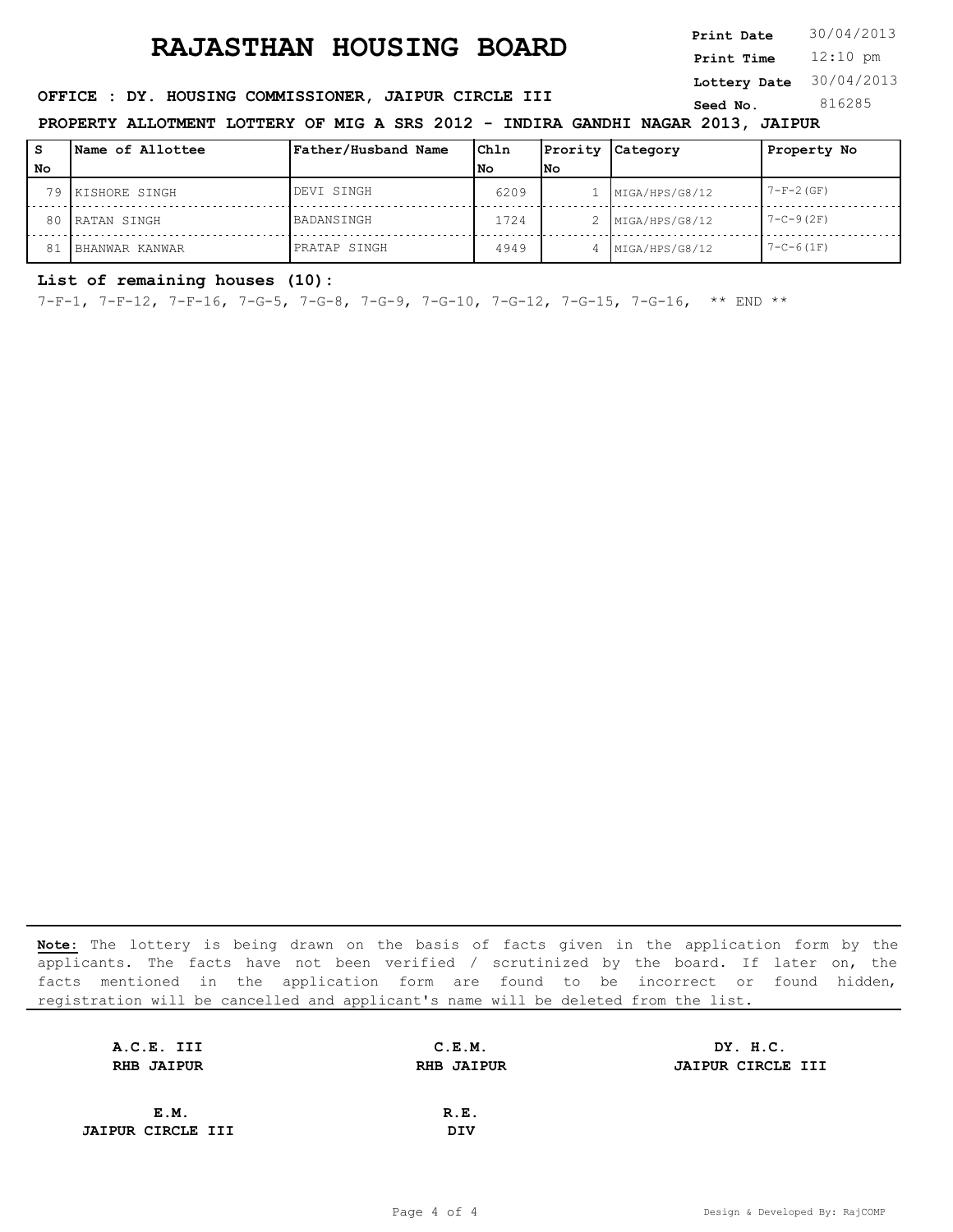# RAJASTHAN HOUSING BOARD

**Print Date** 30/04/2013
**Print Time** 12:10 pm
**Lottery Date** 30/04/2013
**Seed No.** 816285

**OFFICE : DY. HOUSING COMMISSIONER, JAIPUR CIRCLE III**

**PROPERTY ALLOTMENT LOTTERY OF MIG A SRS 2012 - INDIRA GANDHI NAGAR 2013, JAIPUR**

| S No | Name of Allottee | Father/Husband Name | Chln No | Prority No | Category | Property No |
|---|---|---|---|---|---|---|
| 79 | KISHORE SINGH | DEVI SINGH | 6209 | 1 | MIGA/HPS/G8/12 | 7-F-2(GF) |
| 80 | RATAN SINGH | BADANSINGH | 1724 | 2 | MIGA/HPS/G8/12 | 7-C-9(2F) |
| 81 | BHANWAR KANWAR | PRATAP SINGH | 4949 | 4 | MIGA/HPS/G8/12 | 7-C-6(1F) |

**List of remaining houses (10):**

7-F-1, 7-F-12, 7-F-16, 7-G-5, 7-G-8, 7-G-9, 7-G-10, 7-G-12, 7-G-15, 7-G-16, ** END **

**Note:** The lottery is being drawn on the basis of facts given in the application form by the applicants. The facts have not been verified / scrutinized by the board. If later on, the facts mentioned in the application form are found to be incorrect or found hidden, registration will be cancelled and applicant's name will be deleted from the list.

**A.C.E. III**
**RHB JAIPUR**

**C.E.M.**
**RHB JAIPUR**

**DY. H.C.**
**JAIPUR CIRCLE III**

**E.M.**
**JAIPUR CIRCLE III**

**R.E.**
**DIV**

Design & Developed By: RajCOMP